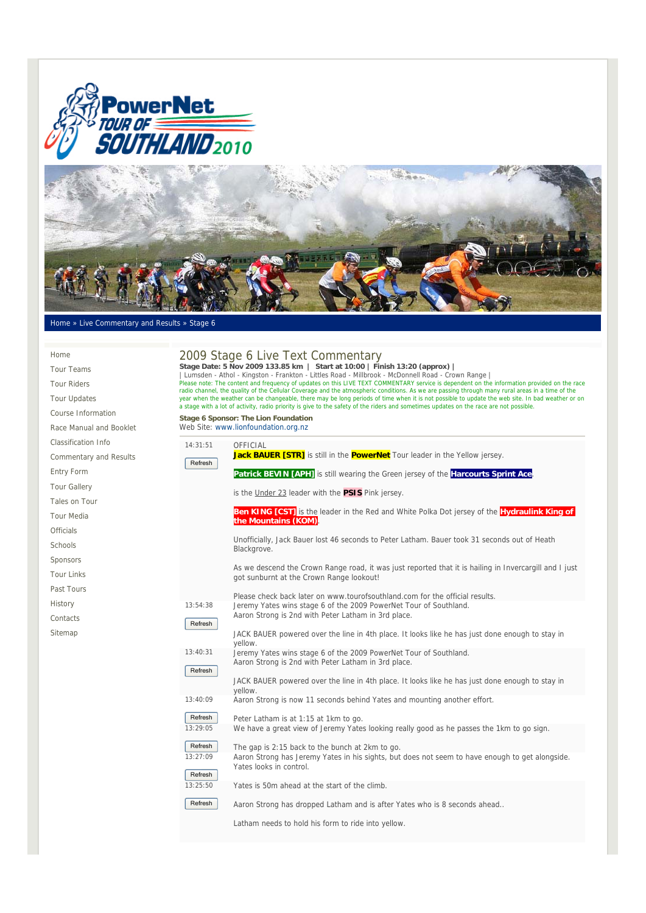Home » Live Commentary and Results » Stage 6

- Home
- Tour Teams
- Tour Riders
- Tour Updates
- Course Information
- Race Manual and Booklet
- Classification Info
- Commentary and Results
- Entry Form
- Tour Gallery
- Tales on Tour
- Tour Media
- Officials
- Schools
- Sponsors
- Tour Links
- Past Tours
- History
- Contacts
- Sitemap

# 2009 Stage 6 Live Text Commentary

**Stage Date: 5 Nov 2009 133.85 km | Start at 10:00 | Finish 13:20 (approx) |**
| Lumsden - Athol - Kingston - Frankton - Littles Road - Millbrook - McDonnell Road - Crown Range |

Please note: The content and frequency of updates on this LIVE TEXT COMMENTARY service is dependent on the information provided on the race radio channel, the quality of the Cellular Coverage and the atmospheric conditions. As we are passing through many rural areas in a time of the year when the weather can be changeable, there may be long periods of time when it is not possible to update the web site. In bad weather or on a stage with a lot of activity, radio priority is give to the safety of the riders and sometimes updates on the race are not possible.

**Stage 6 Sponsor: The Lion Foundation**
Web Site: www.lionfoundation.org.nz

14:31:51

OFFICIAL
**Jack BAUER [STR]** is still in the **PowerNet** Tour leader in the Yellow jersey.

**Patrick BEVIN [APH]** is still wearing the Green jersey of the **Harcourts Sprint Ace**

is the Under 23 leader with the **PSIS** Pink jersey.

**Ben KING [CST]** is the leader in the Red and White Polka Dot jersey of the **Hydraulink King of the Mountains (KOM)**.

Unofficially, Jack Bauer lost 46 seconds to Peter Latham. Bauer took 31 seconds out of Heath Blackgrove.

As we descend the Crown Range road, it was just reported that it is hailing in Invercargill and I just got sunburnt at the Crown Range lookout!

Please check back later on www.tourofsouthland.com for the official results.

13:54:38

Jeremy Yates wins stage 6 of the 2009 PowerNet Tour of Southland.
Aaron Strong is 2nd with Peter Latham in 3rd place.

JACK BAUER powered over the line in 4th place. It looks like he has just done enough to stay in yellow.

13:40:31

Jeremy Yates wins stage 6 of the 2009 PowerNet Tour of Southland.
Aaron Strong is 2nd with Peter Latham in 3rd place.

JACK BAUER powered over the line in 4th place. It looks like he has just done enough to stay in yellow.

13:40:09

Aaron Strong is now 11 seconds behind Yates and mounting another effort.

Peter Latham is at 1:15 at 1km to go.

13:29:05

We have a great view of Jeremy Yates looking really good as he passes the 1km to go sign.

The gap is 2:15 back to the bunch at 2km to go.

13:27:09

Aaron Strong has Jeremy Yates in his sights, but does not seem to have enough to get alongside. Yates looks in control.

13:25:50

Yates is 50m ahead at the start of the climb.

Aaron Strong has dropped Latham and is after Yates who is 8 seconds ahead..

Latham needs to hold his form to ride into yellow.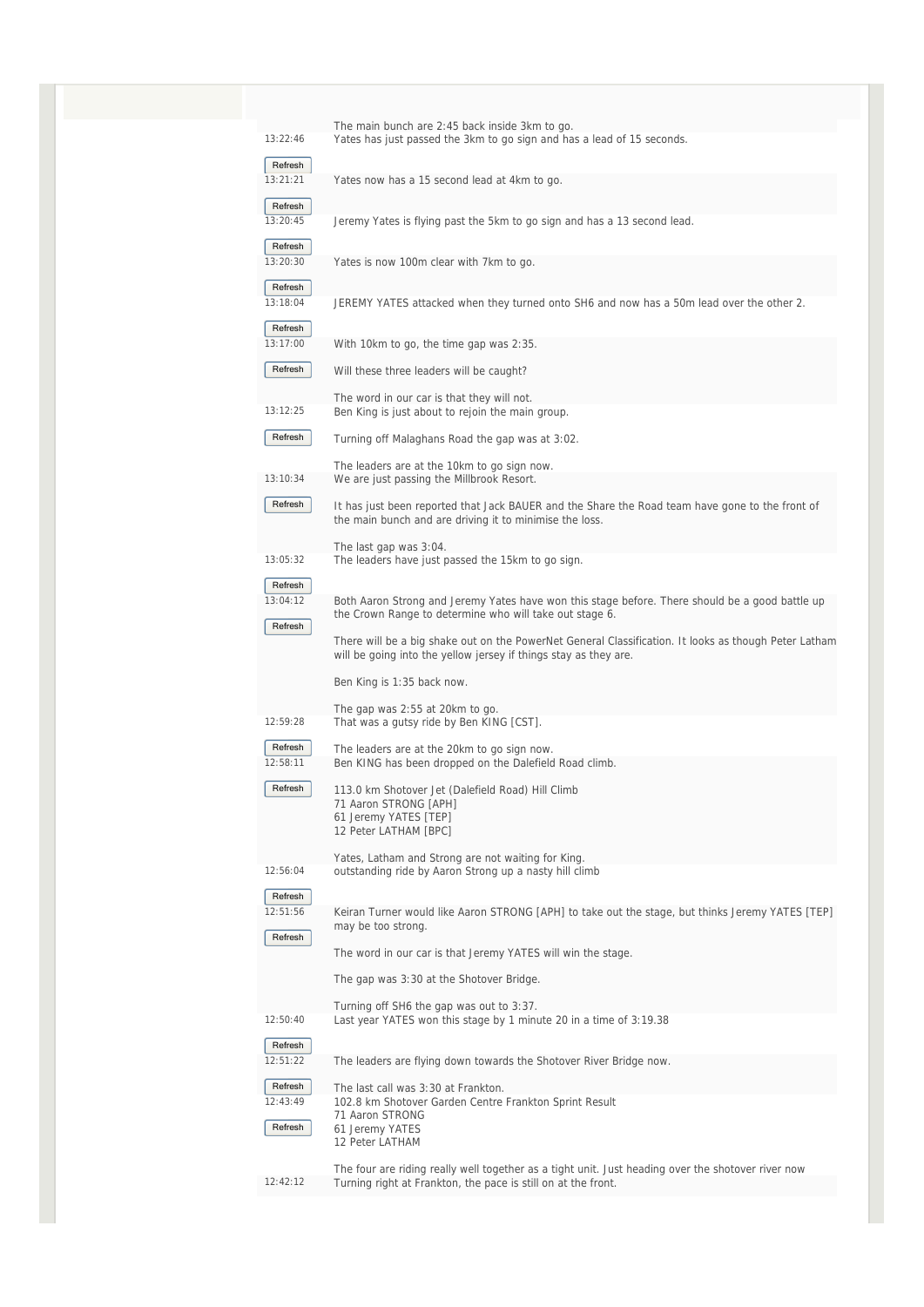The main bunch are 2:45 back inside 3km to go.

13:22:46 Yates has just passed the 3km to go sign and has a lead of 15 seconds.

13:21:21 Yates now has a 15 second lead at 4km to go.

13:20:45 Jeremy Yates is flying past the 5km to go sign and has a 13 second lead.

13:20:30 Yates is now 100m clear with 7km to go.

13:18:04 JEREMY YATES attacked when they turned onto SH6 and now has a 50m lead over the other 2.

13:17:00 With 10km to go, the time gap was 2:35.

Will these three leaders will be caught?

The word in our car is that they will not.

13:12:25 Ben King is just about to rejoin the main group.

Turning off Malaghans Road the gap was at 3:02.

The leaders are at the 10km to go sign now.

13:10:34 We are just passing the Millbrook Resort.

It has just been reported that Jack BAUER and the Share the Road team have gone to the front of the main bunch and are driving it to minimise the loss.

The last gap was 3:04.

13:05:32 The leaders have just passed the 15km to go sign.

13:04:12 Both Aaron Strong and Jeremy Yates have won this stage before. There should be a good battle up the Crown Range to determine who will take out stage 6.

There will be a big shake out on the PowerNet General Classification. It looks as though Peter Latham will be going into the yellow jersey if things stay as they are.

Ben King is 1:35 back now.

The gap was 2:55 at 20km to go.

12:59:28 That was a gutsy ride by Ben KING [CST].

The leaders are at the 20km to go sign now.

12:58:11 Ben KING has been dropped on the Dalefield Road climb.

113.0 km Shotover Jet (Dalefield Road) Hill Climb
71 Aaron STRONG [APH]
61 Jeremy YATES [TEP]
12 Peter LATHAM [BPC]

Yates, Latham and Strong are not waiting for King.

12:56:04 outstanding ride by Aaron Strong up a nasty hill climb

12:51:56 Keiran Turner would like Aaron STRONG [APH] to take out the stage, but thinks Jeremy YATES [TEP] may be too strong.

The word in our car is that Jeremy YATES will win the stage.

The gap was 3:30 at the Shotover Bridge.

Turning off SH6 the gap was out to 3:37.

12:50:40 Last year YATES won this stage by 1 minute 20 in a time of 3:19.38

12:51:22 The leaders are flying down towards the Shotover River Bridge now.

The last call was 3:30 at Frankton.

12:43:49 102.8 km Shotover Garden Centre Frankton Sprint Result
71 Aaron STRONG
61 Jeremy YATES
12 Peter LATHAM

The four are riding really well together as a tight unit. Just heading over the shotover river now

12:42:12 Turning right at Frankton, the pace is still on at the front.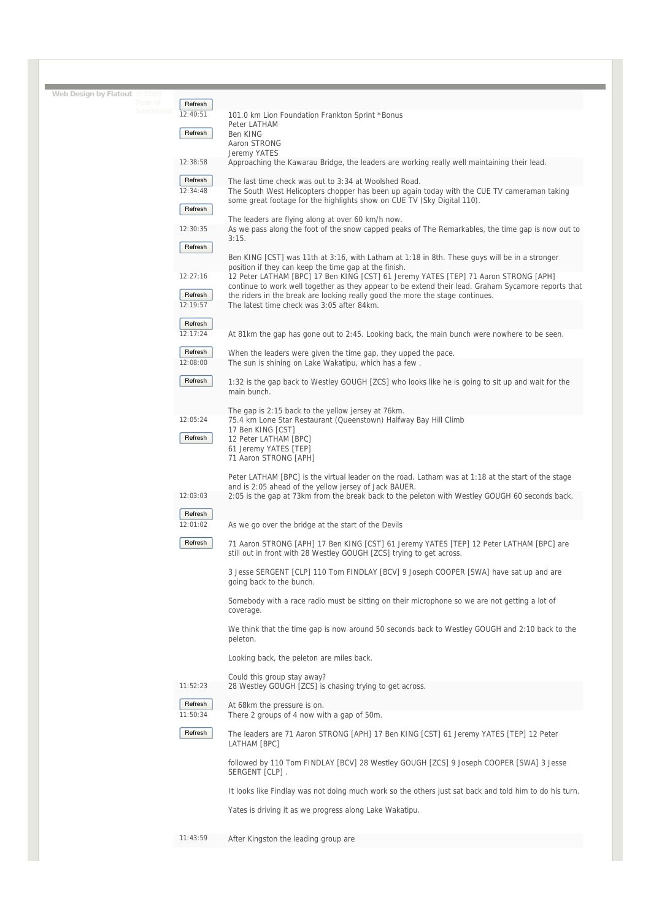Web Design by Flatout © 2009 Tour of Southland

12:40:51

101.0 km Lion Foundation Frankton Sprint *Bonus
Peter LATHAM
Ben KING
Aaron STRONG
Jeremy YATES

12:38:58

Approaching the Kawarau Bridge, the leaders are working really well maintaining their lead.

The last time check was out to 3:34 at Woolshed Road.

12:34:48

The South West Helicopters chopper has been up again today with the CUE TV cameraman taking some great footage for the highlights show on CUE TV (Sky Digital 110).

The leaders are flying along at over 60 km/h now.

12:30:35

As we pass along the foot of the snow capped peaks of The Remarkables, the time gap is now out to 3:15.

Ben KING [CST] was 11th at 3:16, with Latham at 1:18 in 8th. These guys will be in a stronger position if they can keep the time gap at the finish.

12:27:16

12 Peter LATHAM [BPC] 17 Ben KING [CST] 61 Jeremy YATES [TEP] 71 Aaron STRONG [APH] continue to work well together as they appear to be extend their lead. Graham Sycamore reports that the riders in the break are looking really good the more the stage continues.

12:19:57

The latest time check was 3:05 after 84km.

12:17:24

At 81km the gap has gone out to 2:45. Looking back, the main bunch were nowhere to be seen.

When the leaders were given the time gap, they upped the pace.

12:08:00

The sun is shining on Lake Wakatipu, which has a few .

1:32 is the gap back to Westley GOUGH [ZCS] who looks like he is going to sit up and wait for the main bunch.

The gap is 2:15 back to the yellow jersey at 76km.

12:05:24

75.4 km Lone Star Restaurant (Queenstown) Halfway Bay Hill Climb
17 Ben KING [CST]
12 Peter LATHAM [BPC]
61 Jeremy YATES [TEP]
71 Aaron STRONG [APH]

Peter LATHAM [BPC] is the virtual leader on the road. Latham was at 1:18 at the start of the stage and is 2:05 ahead of the yellow jersey of Jack BAUER.

12:03:03

2:05 is the gap at 73km from the break back to the peleton with Westley GOUGH 60 seconds back.

12:01:02

As we go over the bridge at the start of the Devils

71 Aaron STRONG [APH] 17 Ben KING [CST] 61 Jeremy YATES [TEP] 12 Peter LATHAM [BPC] are still out in front with 28 Westley GOUGH [ZCS] trying to get across.

3 Jesse SERGENT [CLP] 110 Tom FINDLAY [BCV] 9 Joseph COOPER [SWA] have sat up and are going back to the bunch.

Somebody with a race radio must be sitting on their microphone so we are not getting a lot of coverage.

We think that the time gap is now around 50 seconds back to Westley GOUGH and 2:10 back to the peleton.

Looking back, the peleton are miles back.

Could this group stay away?

11:52:23

28 Westley GOUGH [ZCS] is chasing trying to get across.

At 68km the pressure is on.

11:50:34

There 2 groups of 4 now with a gap of 50m.

The leaders are 71 Aaron STRONG [APH] 17 Ben KING [CST] 61 Jeremy YATES [TEP] 12 Peter LATHAM [BPC]

followed by 110 Tom FINDLAY [BCV] 28 Westley GOUGH [ZCS] 9 Joseph COOPER [SWA] 3 Jesse SERGENT [CLP] .

It looks like Findlay was not doing much work so the others just sat back and told him to do his turn.

Yates is driving it as we progress along Lake Wakatipu.

11:43:59

After Kingston the leading group are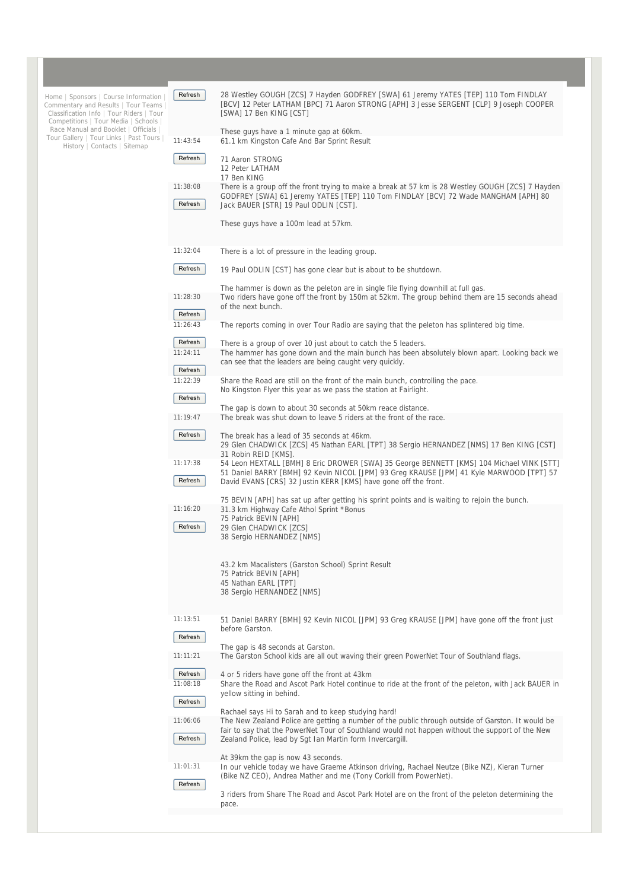Home | Sponsors | Course Information | Commentary and Results | Tour Teams | Classification Info | Tour Riders | Tour Competitions | Tour Media | Schools | Race Manual and Booklet | Officials | Tour Gallery | Tour Links | Past Tours | History | Contacts | Sitemap

28 Westley GOUGH [ZCS] 7 Hayden GODFREY [SWA] 61 Jeremy YATES [TEP] 110 Tom FINDLAY [BCV] 12 Peter LATHAM [BPC] 71 Aaron STRONG [APH] 3 Jesse SERGENT [CLP] 9 Joseph COOPER [SWA] 17 Ben KING [CST]

These guys have a 1 minute gap at 60km.

11:43:54

61.1 km Kingston Cafe And Bar Sprint Result

71 Aaron STRONG
12 Peter LATHAM
17 Ben KING

11:38:08

There is a group off the front trying to make a break at 57 km is 28 Westley GOUGH [ZCS] 7 Hayden GODFREY [SWA] 61 Jeremy YATES [TEP] 110 Tom FINDLAY [BCV] 72 Wade MANGHAM [APH] 80 Jack BAUER [STR] 19 Paul ODLIN [CST].

These guys have a 100m lead at 57km.

11:32:04

There is a lot of pressure in the leading group.

19 Paul ODLIN [CST] has gone clear but is about to be shutdown.

The hammer is down as the peleton are in single file flying downhill at full gas.

11:28:30

Two riders have gone off the front by 150m at 52km. The group behind them are 15 seconds ahead of the next bunch.

11:26:43

The reports coming in over Tour Radio are saying that the peleton has splintered big time.

There is a group of over 10 just about to catch the 5 leaders.

11:24:11

The hammer has gone down and the main bunch has been absolutely blown apart. Looking back we can see that the leaders are being caught very quickly.

11:22:39

Share the Road are still on the front of the main bunch, controlling the pace.
No Kingston Flyer this year as we pass the station at Fairlight.

The gap is down to about 30 seconds at 50km reace distance.

11:19:47

The break was shut down to leave 5 riders at the front of the race.

The break has a lead of 35 seconds at 46km.
29 Glen CHADWICK [ZCS] 45 Nathan EARL [TPT] 38 Sergio HERNANDEZ [NMS] 17 Ben KING [CST] 31 Robin REID [KMS].

11:17:38

54 Leon HEXTALL [BMH] 8 Eric DROWER [SWA] 35 George BENNETT [KMS] 104 Michael VINK [STT] 51 Daniel BARRY [BMH] 92 Kevin NICOL [JPM] 93 Greg KRAUSE [JPM] 41 Kyle MARWOOD [TPT] 57 David EVANS [CRS] 32 Justin KERR [KMS] have gone off the front.

75 BEVIN [APH] has sat up after getting his sprint points and is waiting to rejoin the bunch.

11:16:20

31.3 km Highway Cafe Athol Sprint *Bonus
75 Patrick BEVIN [APH]
29 Glen CHADWICK [ZCS]
38 Sergio HERNANDEZ [NMS]

43.2 km Macalisters (Garston School) Sprint Result
75 Patrick BEVIN [APH]
45 Nathan EARL [TPT]
38 Sergio HERNANDEZ [NMS]

11:13:51

51 Daniel BARRY [BMH] 92 Kevin NICOL [JPM] 93 Greg KRAUSE [JPM] have gone off the front just before Garston.

The gap is 48 seconds at Garston.

11:11:21

The Garston School kids are all out waving their green PowerNet Tour of Southland flags.

4 or 5 riders have gone off the front at 43km

11:08:18

Share the Road and Ascot Park Hotel continue to ride at the front of the peleton, with Jack BAUER in yellow sitting in behind.

Rachael says Hi to Sarah and to keep studying hard!

11:06:06

The New Zealand Police are getting a number of the public through outside of Garston. It would be fair to say that the PowerNet Tour of Southland would not happen without the support of the New Zealand Police, lead by Sgt Ian Martin form Invercargill.

At 39km the gap is now 43 seconds.

11:01:31

In our vehicle today we have Graeme Atkinson driving, Rachael Neutze (Bike NZ), Kieran Turner (Bike NZ CEO), Andrea Mather and me (Tony Corkill from PowerNet).

3 riders from Share The Road and Ascot Park Hotel are on the front of the peleton determining the pace.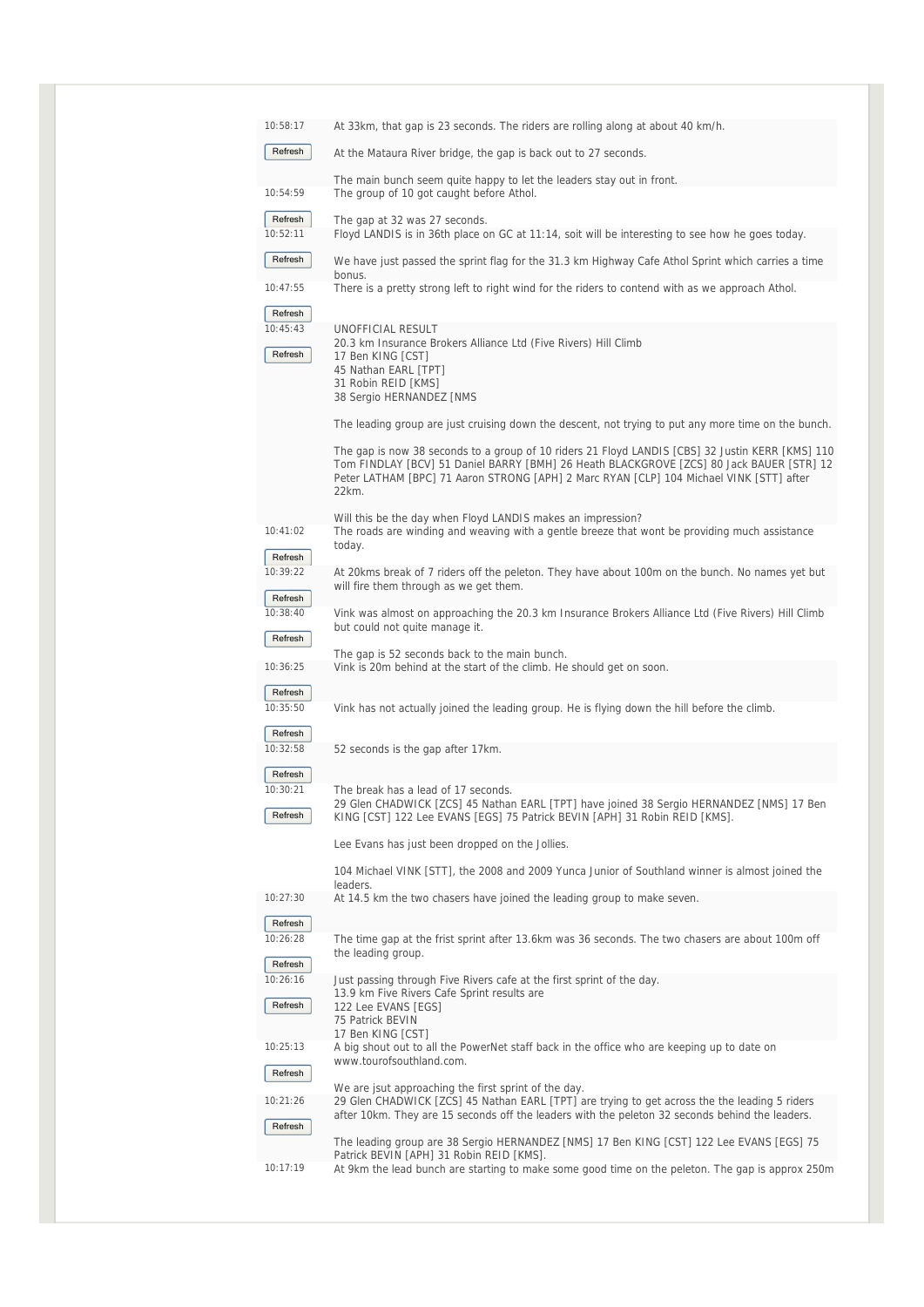10:58:17

At 33km, that gap is 23 seconds. The riders are rolling along at about 40 km/h.

At the Mataura River bridge, the gap is back out to 27 seconds.

The main bunch seem quite happy to let the leaders stay out in front.

10:54:59

The group of 10 got caught before Athol.

The gap at 32 was 27 seconds.

10:52:11

Floyd LANDIS is in 36th place on GC at 11:14, soit will be interesting to see how he goes today.

We have just passed the sprint flag for the 31.3 km Highway Cafe Athol Sprint which carries a time bonus.

10:47:55

There is a pretty strong left to right wind for the riders to contend with as we approach Athol.

10:45:43

UNOFFICIAL RESULT
20.3 km Insurance Brokers Alliance Ltd (Five Rivers) Hill Climb
17 Ben KING [CST]
45 Nathan EARL [TPT]
31 Robin REID [KMS]
38 Sergio HERNANDEZ [NMS

The leading group are just cruising down the descent, not trying to put any more time on the bunch.

The gap is now 38 seconds to a group of 10 riders 21 Floyd LANDIS [CBS] 32 Justin KERR [KMS] 110 Tom FINDLAY [BCV] 51 Daniel BARRY [BMH] 26 Heath BLACKGROVE [ZCS] 80 Jack BAUER [STR] 12 Peter LATHAM [BPC] 71 Aaron STRONG [APH] 2 Marc RYAN [CLP] 104 Michael VINK [STT] after 22km.

Will this be the day when Floyd LANDIS makes an impression?

10:41:02

The roads are winding and weaving with a gentle breeze that wont be providing much assistance today.

10:39:22

At 20kms break of 7 riders off the peleton. They have about 100m on the bunch. No names yet but will fire them through as we get them.

10:38:40

Vink was almost on approaching the 20.3 km Insurance Brokers Alliance Ltd (Five Rivers) Hill Climb but could not quite manage it.

The gap is 52 seconds back to the main bunch.

10:36:25

Vink is 20m behind at the start of the climb. He should get on soon.

10:35:50

Vink has not actually joined the leading group. He is flying down the hill before the climb.

10:32:58

52 seconds is the gap after 17km.

10:30:21

The break has a lead of 17 seconds.
29 Glen CHADWICK [ZCS] 45 Nathan EARL [TPT] have joined 38 Sergio HERNANDEZ [NMS] 17 Ben KING [CST] 122 Lee EVANS [EGS] 75 Patrick BEVIN [APH] 31 Robin REID [KMS].

Lee Evans has just been dropped on the Jollies.

104 Michael VINK [STT], the 2008 and 2009 Yunca Junior of Southland winner is almost joined the leaders.

10:27:30

At 14.5 km the two chasers have joined the leading group to make seven.

10:26:28

The time gap at the frist sprint after 13.6km was 36 seconds. The two chasers are about 100m off the leading group.

10:26:16

Just passing through Five Rivers cafe at the first sprint of the day.
13.9 km Five Rivers Cafe Sprint results are
122 Lee EVANS [EGS]
75 Patrick BEVIN
17 Ben KING [CST]

10:25:13

A big shout out to all the PowerNet staff back in the office who are keeping up to date on www.tourofsouthland.com.

We are jsut approaching the first sprint of the day.

10:21:26

29 Glen CHADWICK [ZCS] 45 Nathan EARL [TPT] are trying to get across the the leading 5 riders after 10km. They are 15 seconds off the leaders with the peleton 32 seconds behind the leaders.

The leading group are 38 Sergio HERNANDEZ [NMS] 17 Ben KING [CST] 122 Lee EVANS [EGS] 75 Patrick BEVIN [APH] 31 Robin REID [KMS].

10:17:19

At 9km the lead bunch are starting to make some good time on the peleton. The gap is approx 250m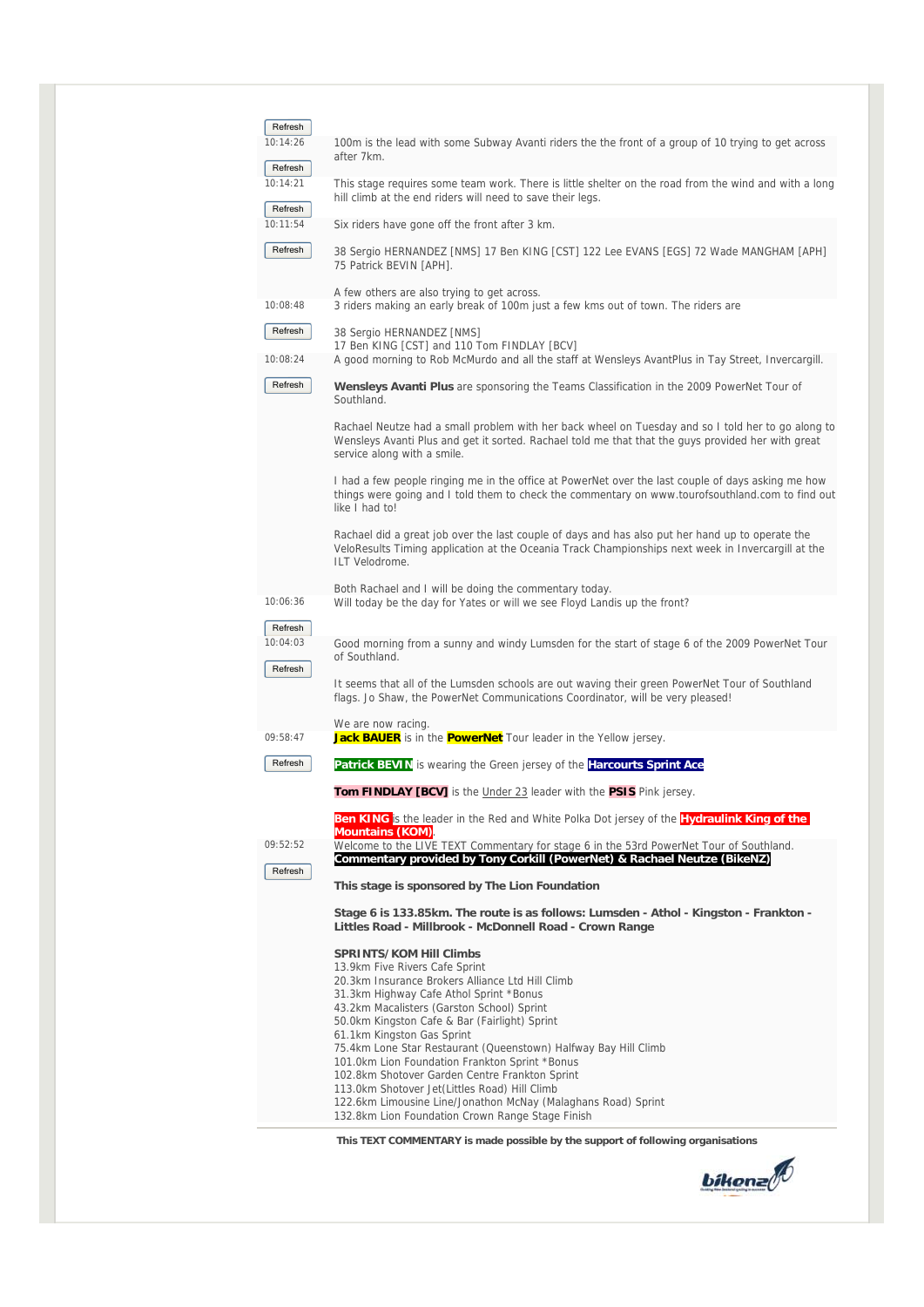10:14:26

100m is the lead with some Subway Avanti riders the the front of a group of 10 trying to get across after 7km.

10:14:21

This stage requires some team work. There is little shelter on the road from the wind and with a long hill climb at the end riders will need to save their legs.

10:11:54

Six riders have gone off the front after 3 km.

38 Sergio HERNANDEZ [NMS] 17 Ben KING [CST] 122 Lee EVANS [EGS] 72 Wade MANGHAM [APH] 75 Patrick BEVIN [APH].

A few others are also trying to get across.

10:08:48

3 riders making an early break of 100m just a few kms out of town. The riders are

38 Sergio HERNANDEZ [NMS]
17 Ben KING [CST] and 110 Tom FINDLAY [BCV]

10:08:24

A good morning to Rob McMurdo and all the staff at Wensleys AvantPlus in Tay Street, Invercargill.

**Wensleys Avanti Plus** are sponsoring the Teams Classification in the 2009 PowerNet Tour of Southland.

Rachael Neutze had a small problem with her back wheel on Tuesday and so I told her to go along to Wensleys Avanti Plus and get it sorted. Rachael told me that that the guys provided her with great service along with a smile.

I had a few people ringing me in the office at PowerNet over the last couple of days asking me how things were going and I told them to check the commentary on www.tourofsouthland.com to find out like I had to!

Rachael did a great job over the last couple of days and has also put her hand up to operate the VeloResults Timing application at the Oceania Track Championships next week in Invercargill at the ILT Velodrome.

Both Rachael and I will be doing the commentary today.

10:06:36

Will today be the day for Yates or will we see Floyd Landis up the front?

10:04:03

Good morning from a sunny and windy Lumsden for the start of stage 6 of the 2009 PowerNet Tour of Southland.

It seems that all of the Lumsden schools are out waving their green PowerNet Tour of Southland flags. Jo Shaw, the PowerNet Communications Coordinator, will be very pleased!

We are now racing.

09:58:47

**Jack BAUER** is in the **PowerNet** Tour leader in the Yellow jersey.

**Patrick BEVIN** is wearing the Green jersey of the **Harcourts Sprint Ace**

**Tom FINDLAY [BCV]** is the Under 23 leader with the **PSIS** Pink jersey.

**Ben KING** is the leader in the Red and White Polka Dot jersey of the **Hydraulink King of the Mountains (KOM)**.

09:52:52

Welcome to the LIVE TEXT Commentary for stage 6 in the 53rd PowerNet Tour of Southland.
**Commentary provided by Tony Corkill (PowerNet) & Rachael Neutze (BikeNZ)**

**This stage is sponsored by The Lion Foundation**

**Stage 6 is 133.85km. The route is as follows: Lumsden - Athol - Kingston - Frankton - Littles Road - Millbrook - McDonnell Road - Crown Range**

**SPRINTS/KOM Hill Climbs**
13.9km Five Rivers Cafe Sprint
20.3km Insurance Brokers Alliance Ltd Hill Climb
31.3km Highway Cafe Athol Sprint *Bonus
43.2km Macalisters (Garston School) Sprint
50.0km Kingston Cafe & Bar (Fairlight) Sprint
61.1km Kingston Gas Sprint
75.4km Lone Star Restaurant (Queenstown) Halfway Bay Hill Climb
101.0km Lion Foundation Frankton Sprint *Bonus
102.8km Shotover Garden Centre Frankton Sprint
113.0km Shotover Jet(Littles Road) Hill Climb
122.6km Limousine Line/Jonathon McNay (Malaghans Road) Sprint
132.8km Lion Foundation Crown Range Stage Finish

**This TEXT COMMENTARY is made possible by the support of following organisations**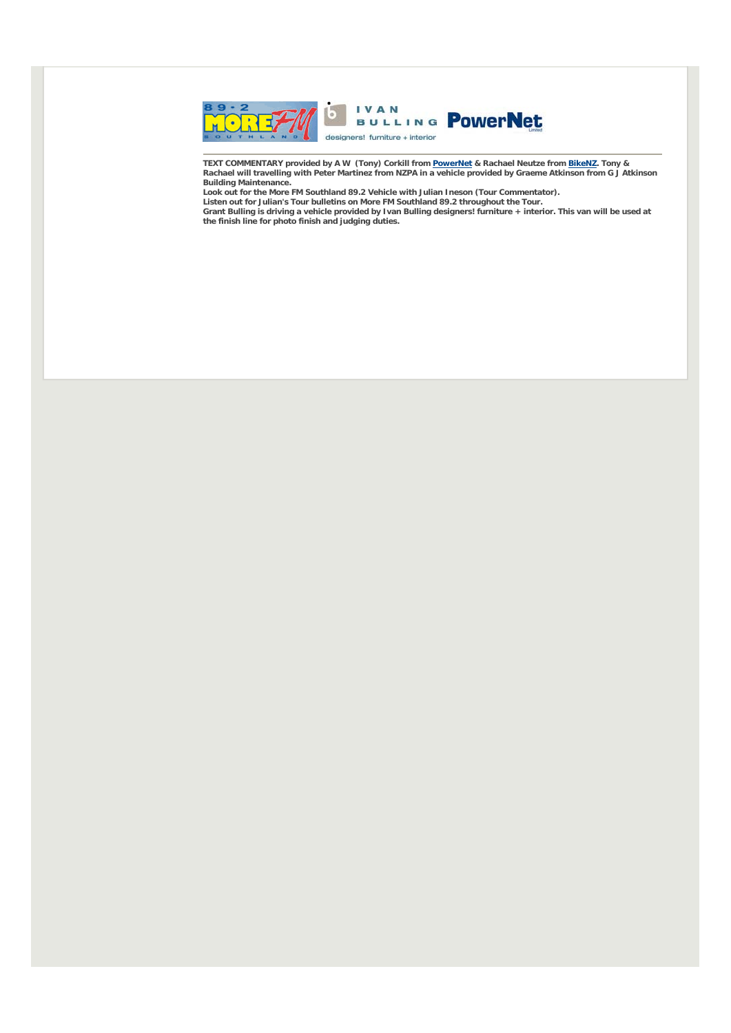**TEXT COMMENTARY provided by A W (Tony) Corkill from PowerNet & Rachael Neutze from BikeNZ. Tony & Rachael will travelling with Peter Martinez from NZPA in a vehicle provided by Graeme Atkinson from G J Atkinson Building Maintenance.**
**Look out for the More FM Southland 89.2 Vehicle with Julian Ineson (Tour Commentator).**
**Listen out for Julian's Tour bulletins on More FM Southland 89.2 throughout the Tour.**
**Grant Bulling is driving a vehicle provided by Ivan Bulling designers! furniture + interior. This van will be used at the finish line for photo finish and judging duties.**